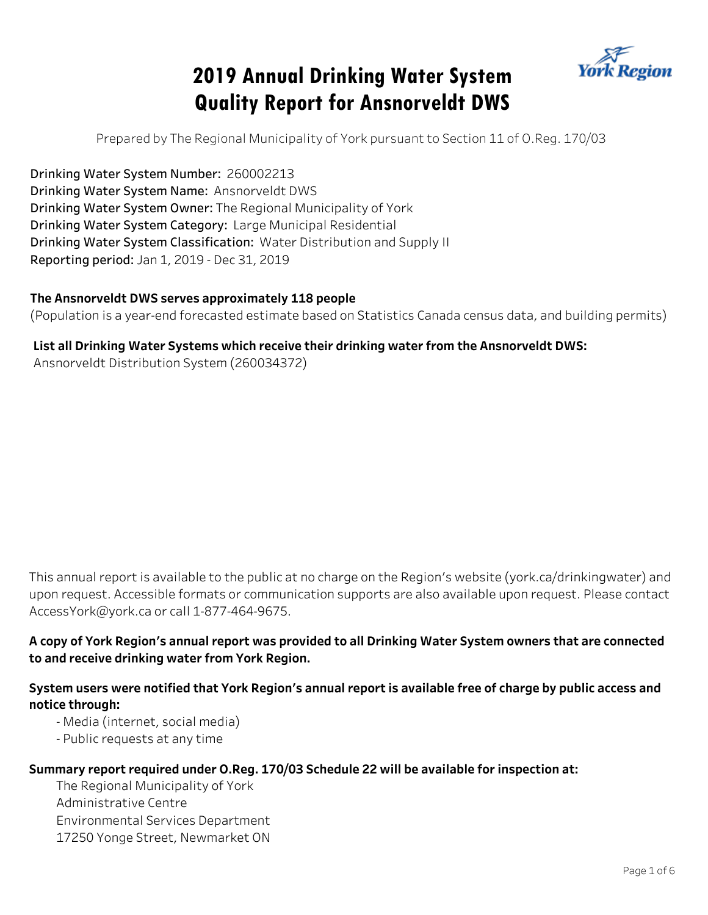# 2019 Annual Drinking Water System Quality Report for Ansnorveldt DWS

Prepared by The Regional Municipality of York pursuant to Section 11 of O.Reg. 170/03

**Drinking Water System Number:** 260002213
**Drinking Water System Name:** Ansnorveldt DWS
**Drinking Water System Owner:** The Regional Municipality of York
**Drinking Water System Category:** Large Municipal Residential
**Drinking Water System Classification:** Water Distribution and Supply II
**Reporting period:** Jan 1, 2019 - Dec 31, 2019

**The Ansnorveldt DWS serves approximately 118 people**
(Population is a year-end forecasted estimate based on Statistics Canada census data, and building permits)

**List all Drinking Water Systems which receive their drinking water from the Ansnorveldt DWS:**
Ansnorveldt Distribution System (260034372)

This annual report is available to the public at no charge on the Region's website (york.ca/drinkingwater) and upon request. Accessible formats or communication supports are also available upon request. Please contact AccessYork@york.ca or call 1-877-464-9675.

**A copy of York Region's annual report was provided to all Drinking Water System owners that are connected to and receive drinking water from York Region.**

**System users were notified that York Region's annual report is available free of charge by public access and notice through:**

- Media (internet, social media)
- Public requests at any time

**Summary report required under O.Reg. 170/03 Schedule 22 will be available for inspection at:**

The Regional Municipality of York
Administrative Centre
Environmental Services Department
17250 Yonge Street, Newmarket ON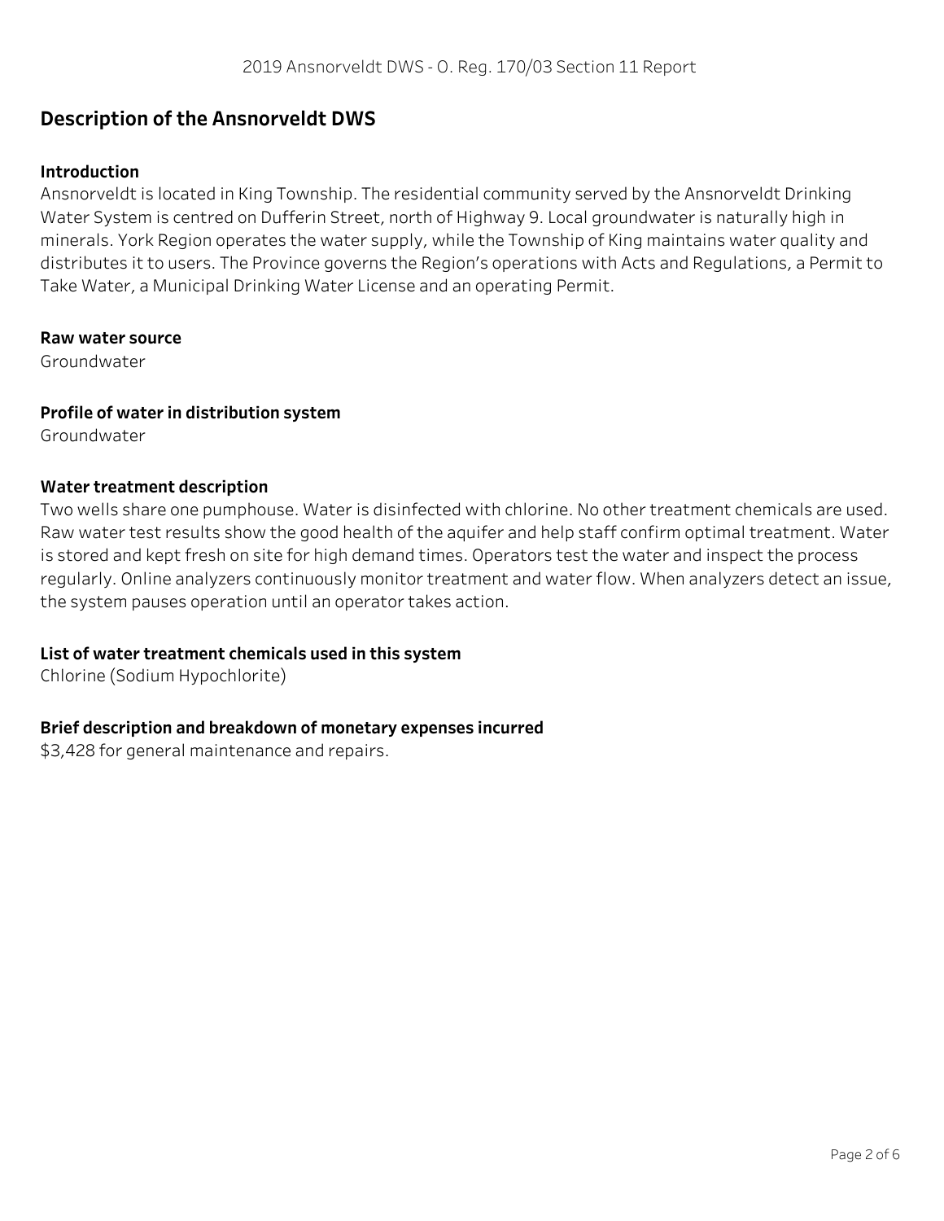## Description of the Ansnorveldt DWS

### Introduction

Ansnorveldt is located in King Township. The residential community served by the Ansnorveldt Drinking Water System is centred on Dufferin Street, north of Highway 9. Local groundwater is naturally high in minerals. York Region operates the water supply, while the Township of King maintains water quality and distributes it to users. The Province governs the Region's operations with Acts and Regulations, a Permit to Take Water, a Municipal Drinking Water License and an operating Permit.

### Raw water source

Groundwater

### Profile of water in distribution system

Groundwater

### Water treatment description

Two wells share one pumphouse. Water is disinfected with chlorine. No other treatment chemicals are used. Raw water test results show the good health of the aquifer and help staff confirm optimal treatment. Water is stored and kept fresh on site for high demand times. Operators test the water and inspect the process regularly. Online analyzers continuously monitor treatment and water flow. When analyzers detect an issue, the system pauses operation until an operator takes action.

### List of water treatment chemicals used in this system

Chlorine (Sodium Hypochlorite)

### Brief description and breakdown of monetary expenses incurred

$3,428 for general maintenance and repairs.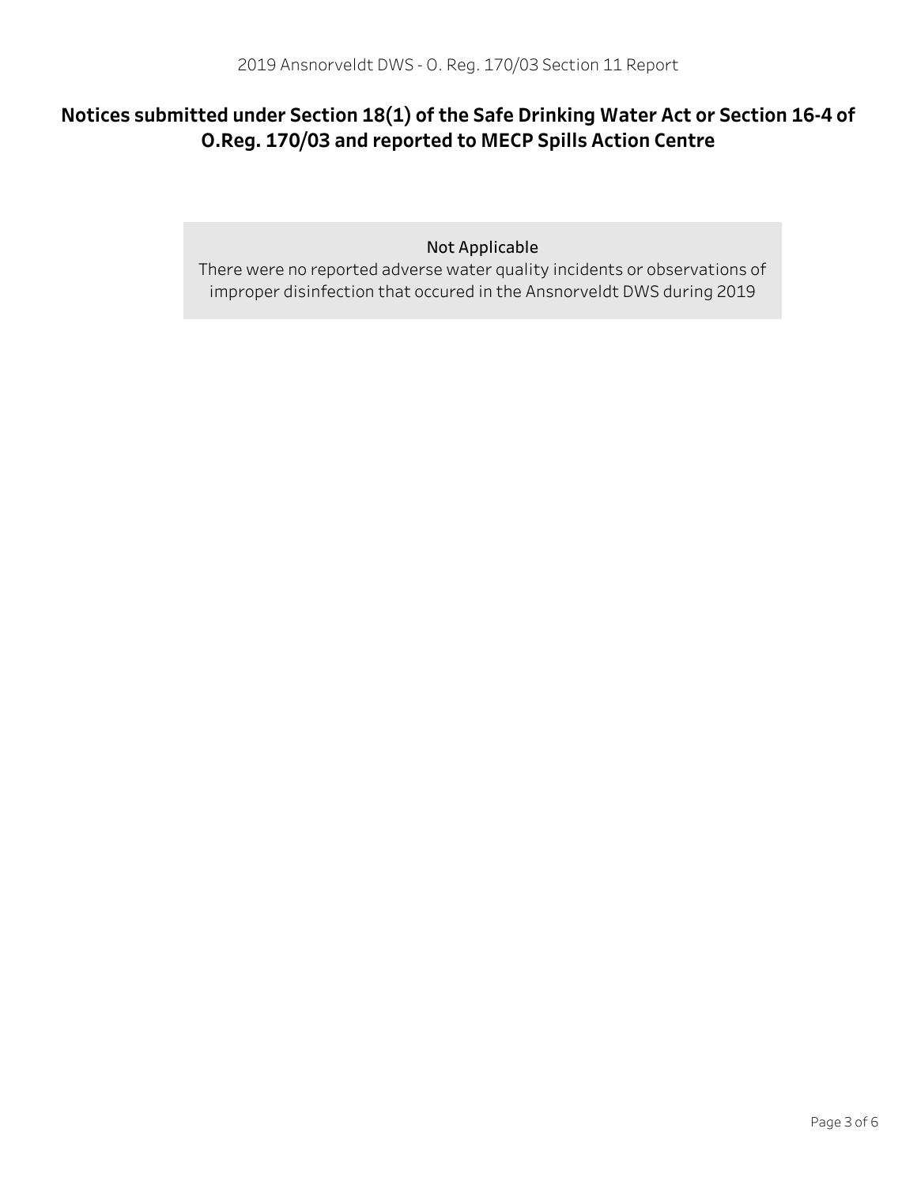## Notices submitted under Section 18(1) of the Safe Drinking Water Act or Section 16-4 of O.Reg. 170/03 and reported to MECP Spills Action Centre

**Not Applicable**

There were no reported adverse water quality incidents or observations of improper disinfection that occured in the Ansnorveldt DWS during 2019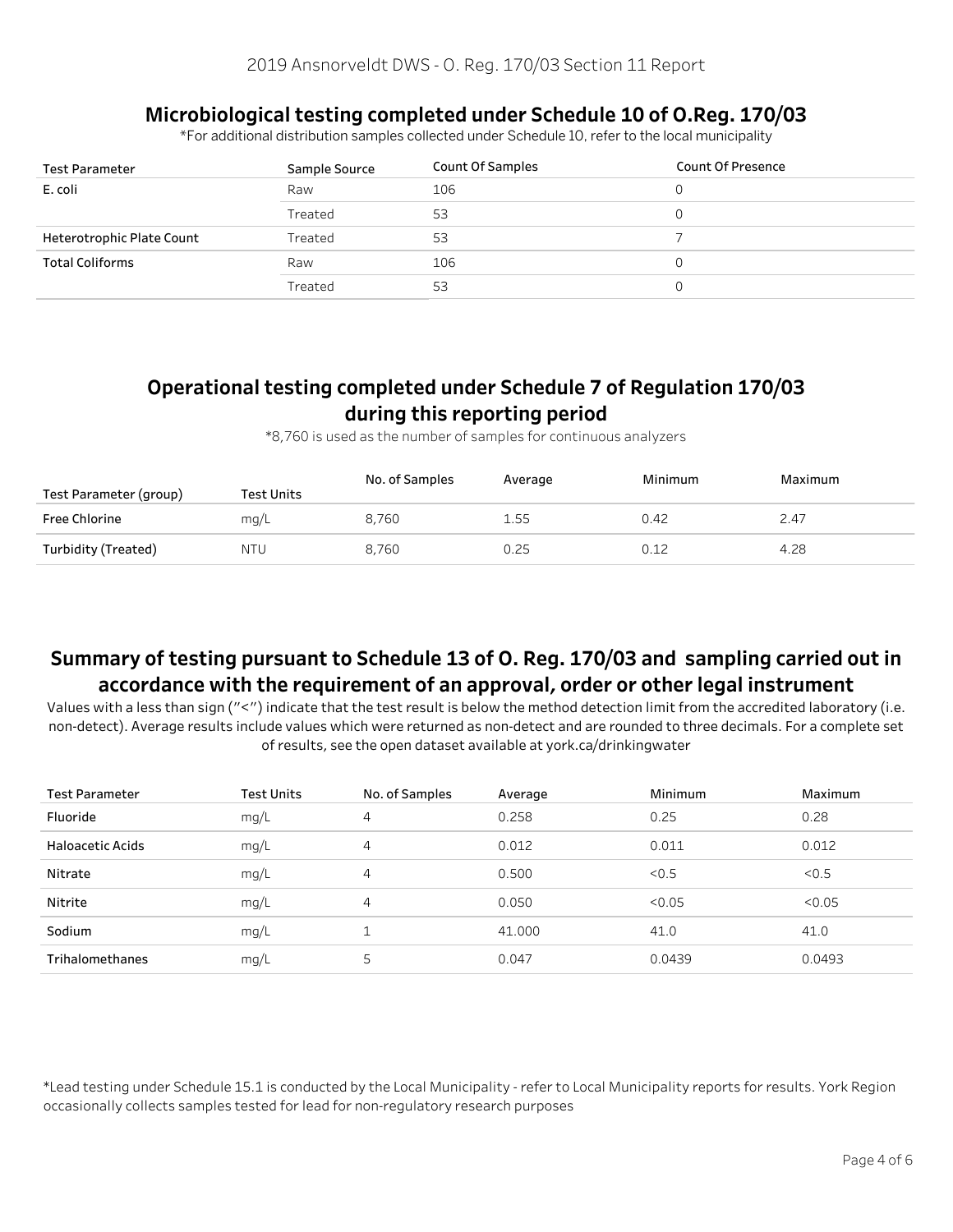## Microbiological testing completed under Schedule 10 of O.Reg. 170/03

*For additional distribution samples collected under Schedule 10, refer to the local municipality

| Test Parameter | Sample Source | Count Of Samples | Count Of Presence |
| --- | --- | --- | --- |
| E. coli | Raw | 106 | 0 |
| | Treated | 53 | 0 |
| Heterotrophic Plate Count | Treated | 53 | 7 |
| Total Coliforms | Raw | 106 | 0 |
| | Treated | 53 | 0 |

## Operational testing completed under Schedule 7 of Regulation 170/03 during this reporting period

*8,760 is used as the number of samples for continuous analyzers

| Test Parameter (group) | Test Units | No. of Samples | Average | Minimum | Maximum |
| --- | --- | --- | --- | --- | --- |
| Free Chlorine | mg/L | 8,760 | 1.55 | 0.42 | 2.47 |
| Turbidity (Treated) | NTU | 8,760 | 0.25 | 0.12 | 4.28 |

## Summary of testing pursuant to Schedule 13 of O. Reg. 170/03 and sampling carried out in accordance with the requirement of an approval, order or other legal instrument

Values with a less than sign ("<") indicate that the test result is below the method detection limit from the accredited laboratory (i.e. non-detect). Average results include values which were returned as non-detect and are rounded to three decimals. For a complete set of results, see the open dataset available at york.ca/drinkingwater

| Test Parameter | Test Units | No. of Samples | Average | Minimum | Maximum |
| --- | --- | --- | --- | --- | --- |
| Fluoride | mg/L | 4 | 0.258 | 0.25 | 0.28 |
| Haloacetic Acids | mg/L | 4 | 0.012 | 0.011 | 0.012 |
| Nitrate | mg/L | 4 | 0.500 | <0.5 | <0.5 |
| Nitrite | mg/L | 4 | 0.050 | <0.05 | <0.05 |
| Sodium | mg/L | 1 | 41.000 | 41.0 | 41.0 |
| Trihalomethanes | mg/L | 5 | 0.047 | 0.0439 | 0.0493 |

*Lead testing under Schedule 15.1 is conducted by the Local Municipality - refer to Local Municipality reports for results. York Region occasionally collects samples tested for lead for non-regulatory research purposes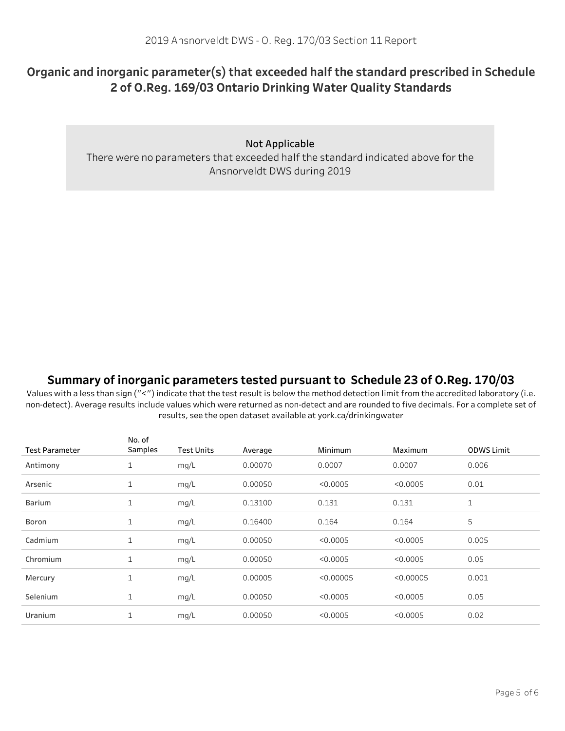## Organic and inorganic parameter(s) that exceeded half the standard prescribed in Schedule 2 of O.Reg. 169/03 Ontario Drinking Water Quality Standards

**Not Applicable**

There were no parameters that exceeded half the standard indicated above for the Ansnorveldt DWS during 2019

## Summary of inorganic parameters tested pursuant to Schedule 23 of O.Reg. 170/03

Values with a less than sign ("<") indicate that the test result is below the method detection limit from the accredited laboratory (i.e. non-detect). Average results include values which were returned as non-detect and are rounded to five decimals. For a complete set of results, see the open dataset available at york.ca/drinkingwater

| Test Parameter | No. of Samples | Test Units | Average | Minimum | Maximum | ODWS Limit |
|---|---|---|---|---|---|---|
| Antimony | 1 | mg/L | 0.00070 | 0.0007 | 0.0007 | 0.006 |
| Arsenic | 1 | mg/L | 0.00050 | <0.0005 | <0.0005 | 0.01 |
| Barium | 1 | mg/L | 0.13100 | 0.131 | 0.131 | 1 |
| Boron | 1 | mg/L | 0.16400 | 0.164 | 0.164 | 5 |
| Cadmium | 1 | mg/L | 0.00050 | <0.0005 | <0.0005 | 0.005 |
| Chromium | 1 | mg/L | 0.00050 | <0.0005 | <0.0005 | 0.05 |
| Mercury | 1 | mg/L | 0.00005 | <0.00005 | <0.00005 | 0.001 |
| Selenium | 1 | mg/L | 0.00050 | <0.0005 | <0.0005 | 0.05 |
| Uranium | 1 | mg/L | 0.00050 | <0.0005 | <0.0005 | 0.02 |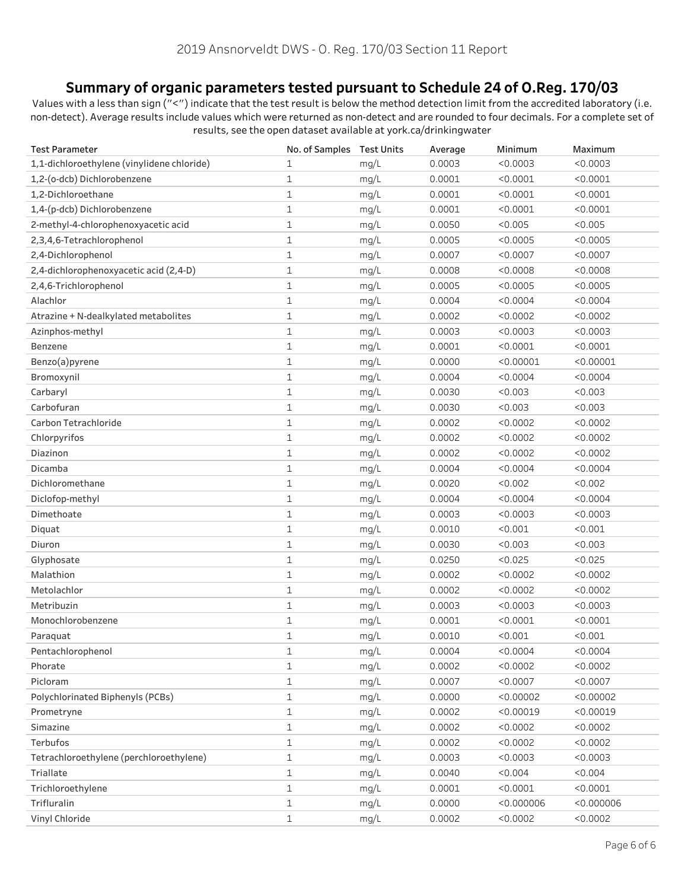2019 Ansnorveldt DWS - O. Reg. 170/03 Section 11 Report

## Summary of organic parameters tested pursuant to Schedule 24 of O.Reg. 170/03

Values with a less than sign ("<") indicate that the test result is below the method detection limit from the accredited laboratory (i.e. non-detect). Average results include values which were returned as non-detect and are rounded to four decimals. For a complete set of results, see the open dataset available at york.ca/drinkingwater

| Test Parameter | No. of Samples | Test Units | Average | Minimum | Maximum |
|---|---|---|---|---|---|
| 1,1-dichloroethylene (vinylidene chloride) | 1 | mg/L | 0.0003 | <0.0003 | <0.0003 |
| 1,2-(o-dcb) Dichlorobenzene | 1 | mg/L | 0.0001 | <0.0001 | <0.0001 |
| 1,2-Dichloroethane | 1 | mg/L | 0.0001 | <0.0001 | <0.0001 |
| 1,4-(p-dcb) Dichlorobenzene | 1 | mg/L | 0.0001 | <0.0001 | <0.0001 |
| 2-methyl-4-chlorophenoxyacetic acid | 1 | mg/L | 0.0050 | <0.005 | <0.005 |
| 2,3,4,6-Tetrachlorophenol | 1 | mg/L | 0.0005 | <0.0005 | <0.0005 |
| 2,4-Dichlorophenol | 1 | mg/L | 0.0007 | <0.0007 | <0.0007 |
| 2,4-dichlorophenoxyacetic acid (2,4-D) | 1 | mg/L | 0.0008 | <0.0008 | <0.0008 |
| 2,4,6-Trichlorophenol | 1 | mg/L | 0.0005 | <0.0005 | <0.0005 |
| Alachlor | 1 | mg/L | 0.0004 | <0.0004 | <0.0004 |
| Atrazine + N-dealkylated metabolites | 1 | mg/L | 0.0002 | <0.0002 | <0.0002 |
| Azinphos-methyl | 1 | mg/L | 0.0003 | <0.0003 | <0.0003 |
| Benzene | 1 | mg/L | 0.0001 | <0.0001 | <0.0001 |
| Benzo(a)pyrene | 1 | mg/L | 0.0000 | <0.00001 | <0.00001 |
| Bromoxynil | 1 | mg/L | 0.0004 | <0.0004 | <0.0004 |
| Carbaryl | 1 | mg/L | 0.0030 | <0.003 | <0.003 |
| Carbofuran | 1 | mg/L | 0.0030 | <0.003 | <0.003 |
| Carbon Tetrachloride | 1 | mg/L | 0.0002 | <0.0002 | <0.0002 |
| Chlorpyrifos | 1 | mg/L | 0.0002 | <0.0002 | <0.0002 |
| Diazinon | 1 | mg/L | 0.0002 | <0.0002 | <0.0002 |
| Dicamba | 1 | mg/L | 0.0004 | <0.0004 | <0.0004 |
| Dichloromethane | 1 | mg/L | 0.0020 | <0.002 | <0.002 |
| Diclofop-methyl | 1 | mg/L | 0.0004 | <0.0004 | <0.0004 |
| Dimethoate | 1 | mg/L | 0.0003 | <0.0003 | <0.0003 |
| Diquat | 1 | mg/L | 0.0010 | <0.001 | <0.001 |
| Diuron | 1 | mg/L | 0.0030 | <0.003 | <0.003 |
| Glyphosate | 1 | mg/L | 0.0250 | <0.025 | <0.025 |
| Malathion | 1 | mg/L | 0.0002 | <0.0002 | <0.0002 |
| Metolachlor | 1 | mg/L | 0.0002 | <0.0002 | <0.0002 |
| Metribuzin | 1 | mg/L | 0.0003 | <0.0003 | <0.0003 |
| Monochlorobenzene | 1 | mg/L | 0.0001 | <0.0001 | <0.0001 |
| Paraquat | 1 | mg/L | 0.0010 | <0.001 | <0.001 |
| Pentachlorophenol | 1 | mg/L | 0.0004 | <0.0004 | <0.0004 |
| Phorate | 1 | mg/L | 0.0002 | <0.0002 | <0.0002 |
| Picloram | 1 | mg/L | 0.0007 | <0.0007 | <0.0007 |
| Polychlorinated Biphenyls (PCBs) | 1 | mg/L | 0.0000 | <0.00002 | <0.00002 |
| Prometryne | 1 | mg/L | 0.0002 | <0.00019 | <0.00019 |
| Simazine | 1 | mg/L | 0.0002 | <0.0002 | <0.0002 |
| Terbufos | 1 | mg/L | 0.0002 | <0.0002 | <0.0002 |
| Tetrachloroethylene (perchloroethylene) | 1 | mg/L | 0.0003 | <0.0003 | <0.0003 |
| Triallate | 1 | mg/L | 0.0040 | <0.004 | <0.004 |
| Trichloroethylene | 1 | mg/L | 0.0001 | <0.0001 | <0.0001 |
| Trifluralin | 1 | mg/L | 0.0000 | <0.000006 | <0.000006 |
| Vinyl Chloride | 1 | mg/L | 0.0002 | <0.0002 | <0.0002 |